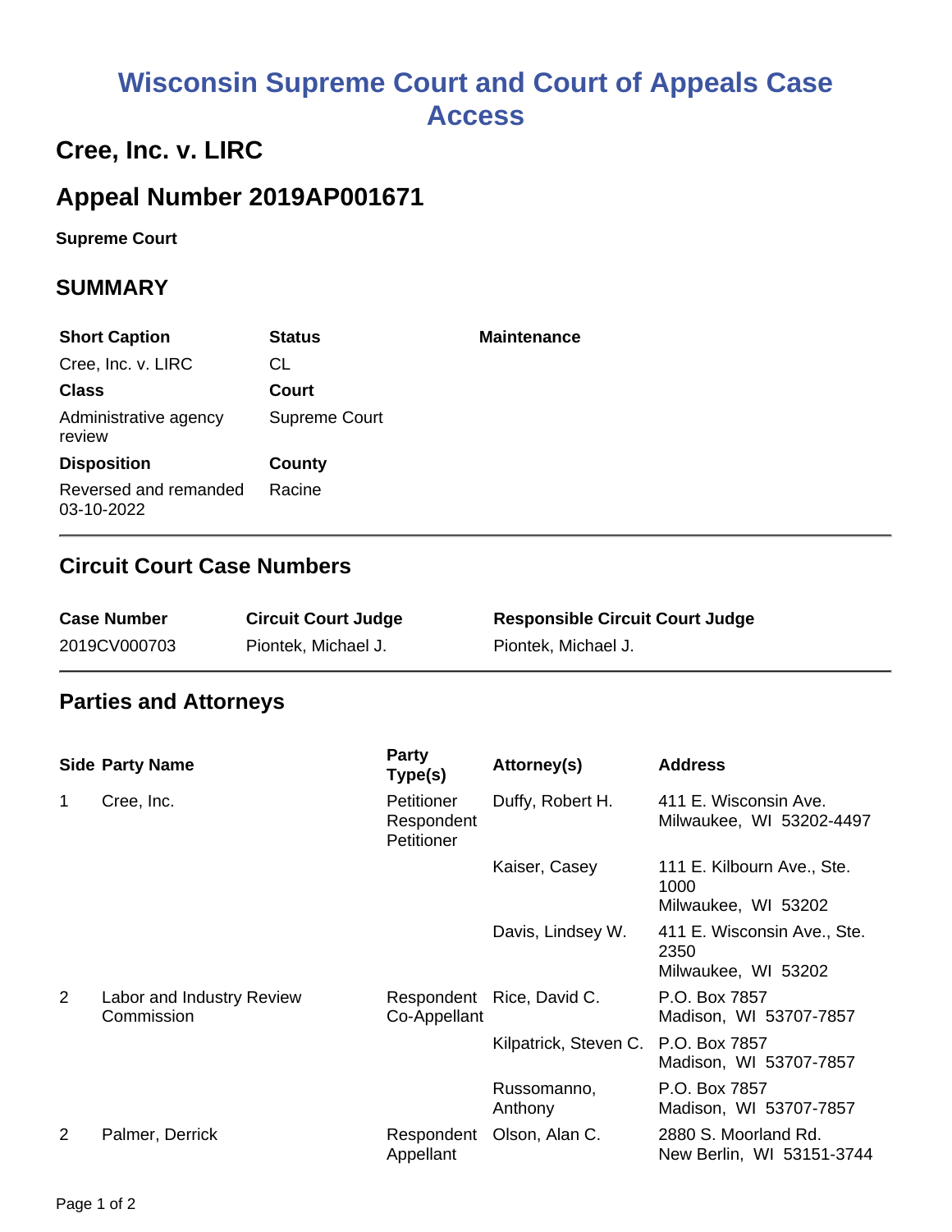# Wisconsin Supreme Court and Court of Appeals Case Access

## Cree, Inc. v. LIRC

## Appeal Number 2019AP001671

**Supreme Court**

### SUMMARY

| Short Caption | Status | Maintenance |
|---|---|---|
| Cree, Inc. v. LIRC | CL | |
| **Class** | **Court** | |
| Administrative agency review | Supreme Court | |
| **Disposition** | **County** | |
| Reversed and remanded 03-10-2022 | Racine | |

### Circuit Court Case Numbers

| Case Number | Circuit Court Judge | Responsible Circuit Court Judge |
|---|---|---|
| 2019CV000703 | Piontek, Michael J. | Piontek, Michael J. |

### Parties and Attorneys

| Side | Party Name | Party Type(s) | Attorney(s) | Address |
|---|---|---|---|---|
| 1 | Cree, Inc. | Petitioner Respondent Petitioner | Duffy, Robert H. | 411 E. Wisconsin Ave. Milwaukee, WI 53202-4497 |
| | | | Kaiser, Casey | 111 E. Kilbourn Ave., Ste. 1000 Milwaukee, WI 53202 |
| | | | Davis, Lindsey W. | 411 E. Wisconsin Ave., Ste. 2350 Milwaukee, WI 53202 |
| 2 | Labor and Industry Review Commission | Respondent Co-Appellant | Rice, David C. | P.O. Box 7857 Madison, WI 53707-7857 |
| | | | Kilpatrick, Steven C. | P.O. Box 7857 Madison, WI 53707-7857 |
| | | | Russomanno, Anthony | P.O. Box 7857 Madison, WI 53707-7857 |
| 2 | Palmer, Derrick | Respondent Appellant | Olson, Alan C. | 2880 S. Moorland Rd. New Berlin, WI 53151-3744 |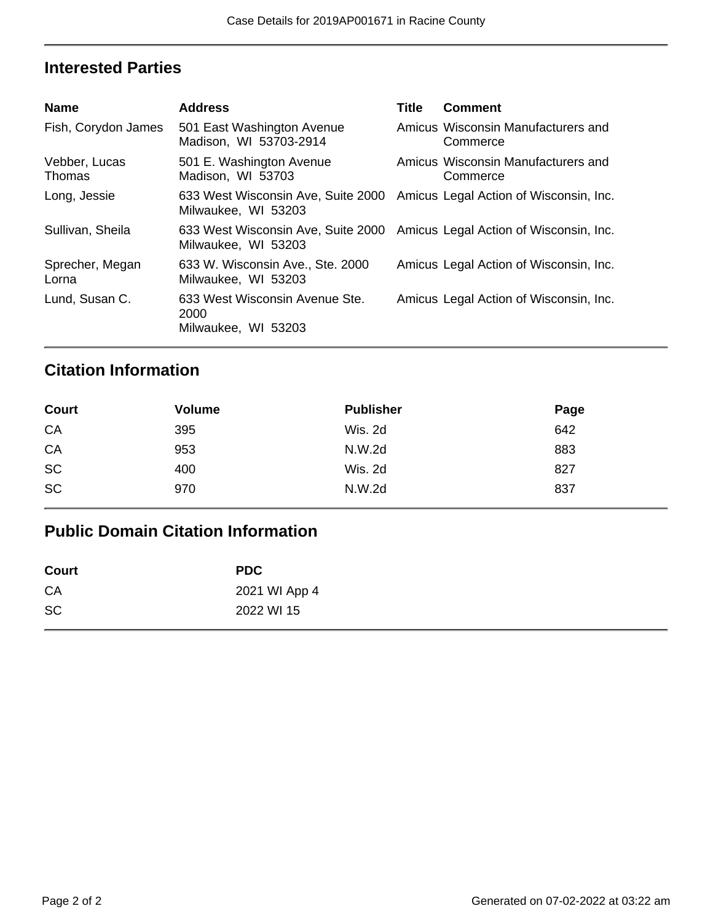## Interested Parties

| Name | Address | Title | Comment |
| --- | --- | --- | --- |
| Fish, Corydon James | 501 East Washington Avenue Madison, WI 53703-2914 | Amicus | Wisconsin Manufacturers and Commerce |
| Vebber, Lucas Thomas | 501 E. Washington Avenue Madison, WI 53703 | Amicus | Wisconsin Manufacturers and Commerce |
| Long, Jessie | 633 West Wisconsin Ave, Suite 2000 Milwaukee, WI 53203 | Amicus | Legal Action of Wisconsin, Inc. |
| Sullivan, Sheila | 633 West Wisconsin Ave, Suite 2000 Milwaukee, WI 53203 | Amicus | Legal Action of Wisconsin, Inc. |
| Sprecher, Megan Lorna | 633 W. Wisconsin Ave., Ste. 2000 Milwaukee, WI 53203 | Amicus | Legal Action of Wisconsin, Inc. |
| Lund, Susan C. | 633 West Wisconsin Avenue Ste. 2000 Milwaukee, WI 53203 | Amicus | Legal Action of Wisconsin, Inc. |

## Citation Information

| Court | Volume | Publisher | Page |
| --- | --- | --- | --- |
| CA | 395 | Wis. 2d | 642 |
| CA | 953 | N.W.2d | 883 |
| SC | 400 | Wis. 2d | 827 |
| SC | 970 | N.W.2d | 837 |

## Public Domain Citation Information

| Court | PDC |
| --- | --- |
| CA | 2021 WI App 4 |
| SC | 2022 WI 15 |

Generated on 07-02-2022 at 03:22 am